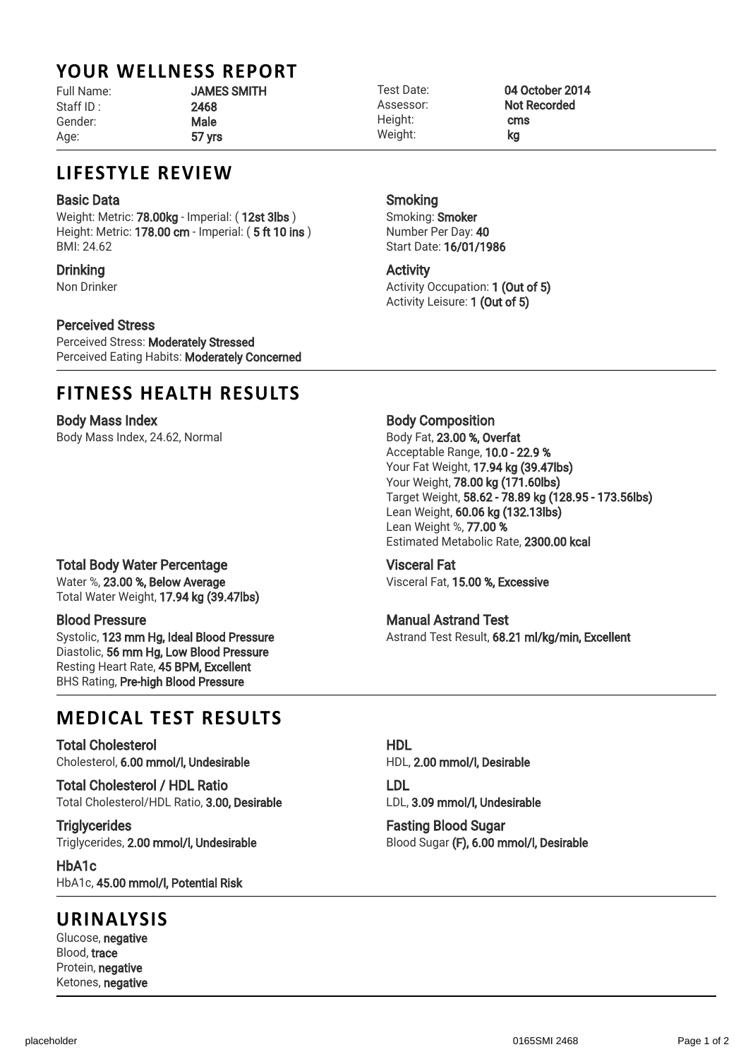# YOUR WELLNESS REPORT

Full Name: **JAMES SMITH**
Staff ID : **2468**
Gender: **Male**
Age: **57 yrs**

Test Date: **04 October 2014**
Assessor: **Not Recorded**
Height: **cms**
Weight: **kg**

## LIFESTYLE REVIEW

### Basic Data

Weight: Metric: **78.00kg** - Imperial: ( **12st 3lbs** )
Height: Metric: **178.00 cm** - Imperial: ( **5 ft 10 ins** )
BMI: 24.62

### Smoking

Smoking: **Smoker**
Number Per Day: **40**
Start Date: **16/01/1986**

### Drinking

Non Drinker

### Activity

Activity Occupation: **1 (Out of 5)**
Activity Leisure: **1 (Out of 5)**

### Perceived Stress

Perceived Stress: **Moderately Stressed**
Perceived Eating Habits: **Moderately Concerned**

## FITNESS HEALTH RESULTS

### Body Mass Index

Body Mass Index, 24.62, Normal

### Body Composition

Body Fat, **23.00 %, Overfat**
Acceptable Range, **10.0 - 22.9 %**
Your Fat Weight, **17.94 kg (39.47lbs)**
Your Weight, **78.00 kg (171.60lbs)**
Target Weight, **58.62 - 78.89 kg (128.95 - 173.56lbs)**
Lean Weight, **60.06 kg (132.13lbs)**
Lean Weight %, **77.00 %**
Estimated Metabolic Rate, **2300.00 kcal**

### Total Body Water Percentage

Water %, **23.00 %, Below Average**
Total Water Weight, **17.94 kg (39.47lbs)**

### Visceral Fat

Visceral Fat, **15.00 %, Excessive**

### Blood Pressure

Systolic, **123 mm Hg, Ideal Blood Pressure**
Diastolic, **56 mm Hg, Low Blood Pressure**
Resting Heart Rate, **45 BPM, Excellent**
BHS Rating, **Pre-high Blood Pressure**

### Manual Astrand Test

Astrand Test Result, **68.21 ml/kg/min, Excellent**

## MEDICAL TEST RESULTS

### Total Cholesterol

Cholesterol, **6.00 mmol/l, Undesirable**

### HDL

HDL, **2.00 mmol/l, Desirable**

### Total Cholesterol / HDL Ratio

Total Cholesterol/HDL Ratio, **3.00, Desirable**

### LDL

LDL, **3.09 mmol/l, Undesirable**

### Triglycerides

Triglycerides, **2.00 mmol/l, Undesirable**

### Fasting Blood Sugar

Blood Sugar **(F), 6.00 mmol/l, Desirable**

### HbA1c

HbA1c, **45.00 mmol/l, Potential Risk**

## URINALYSIS

Glucose, **negative**
Blood, **trace**
Protein, **negative**
Ketones, **negative**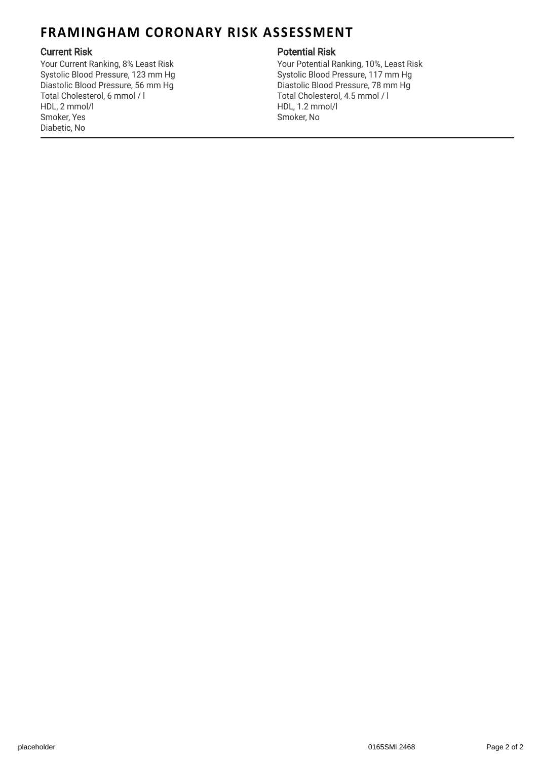# FRAMINGHAM CORONARY RISK ASSESSMENT

### Current Risk

Your Current Ranking, 8% Least Risk
Systolic Blood Pressure, 123 mm Hg
Diastolic Blood Pressure, 56 mm Hg
Total Cholesterol, 6 mmol / l
HDL, 2 mmol/l
Smoker, Yes
Diabetic, No

### Potential Risk

Your Potential Ranking, 10%, Least Risk
Systolic Blood Pressure, 117 mm Hg
Diastolic Blood Pressure, 78 mm Hg
Total Cholesterol, 4.5 mmol / l
HDL, 1.2 mmol/l
Smoker, No

---